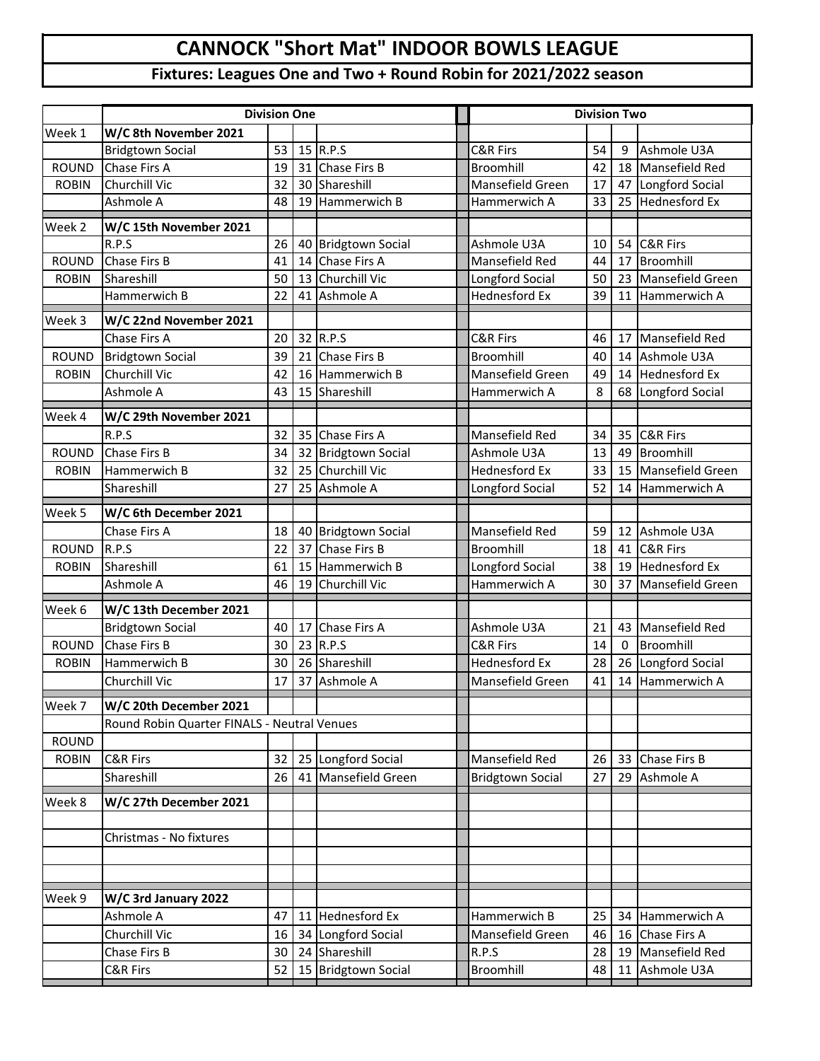# CANNOCK "Short Mat" INDOOR BOWLS LEAGUE

## Fixtures: Leagues One and Two + Round Robin for 2021/2022 season

| | Division One | | | | Division Two | | | |
|---|---|---|---|---|---|---|---|---|
| Week 1 | W/C 8th November 2021 | | | | | | | |
| | Bridgtown Social | 53 | 15 | R.P.S | C&R Firs | 54 | 9 | Ashmole U3A |
| ROUND | Chase Firs A | 19 | 31 | Chase Firs B | Broomhill | 42 | 18 | Mansefield Red |
| ROBIN | Churchill Vic | 32 | 30 | Shareshill | Mansefield Green | 17 | 47 | Longford Social |
| | Ashmole A | 48 | 19 | Hammerwich B | Hammerwich A | 33 | 25 | Hednesford Ex |
| Week 2 | W/C 15th November 2021 | | | | | | | |
| | R.P.S | 26 | 40 | Bridgtown Social | Ashmole U3A | 10 | 54 | C&R Firs |
| ROUND | Chase Firs B | 41 | 14 | Chase Firs A | Mansefield Red | 44 | 17 | Broomhill |
| ROBIN | Shareshill | 50 | 13 | Churchill Vic | Longford Social | 50 | 23 | Mansefield Green |
| | Hammerwich B | 22 | 41 | Ashmole A | Hednesford Ex | 39 | 11 | Hammerwich A |
| Week 3 | W/C 22nd November 2021 | | | | | | | |
| | Chase Firs A | 20 | 32 | R.P.S | C&R Firs | 46 | 17 | Mansefield Red |
| ROUND | Bridgtown Social | 39 | 21 | Chase Firs B | Broomhill | 40 | 14 | Ashmole U3A |
| ROBIN | Churchill Vic | 42 | 16 | Hammerwich B | Mansefield Green | 49 | 14 | Hednesford Ex |
| | Ashmole A | 43 | 15 | Shareshill | Hammerwich A | 8 | 68 | Longford Social |
| Week 4 | W/C 29th November 2021 | | | | | | | |
| | R.P.S | 32 | 35 | Chase Firs A | Mansefield Red | 34 | 35 | C&R Firs |
| ROUND | Chase Firs B | 34 | 32 | Bridgtown Social | Ashmole U3A | 13 | 49 | Broomhill |
| ROBIN | Hammerwich B | 32 | 25 | Churchill Vic | Hednesford Ex | 33 | 15 | Mansefield Green |
| | Shareshill | 27 | 25 | Ashmole A | Longford Social | 52 | 14 | Hammerwich A |
| Week 5 | W/C 6th December 2021 | | | | | | | |
| | Chase Firs A | 18 | 40 | Bridgtown Social | Mansefield Red | 59 | 12 | Ashmole U3A |
| ROUND | R.P.S | 22 | 37 | Chase Firs B | Broomhill | 18 | 41 | C&R Firs |
| ROBIN | Shareshill | 61 | 15 | Hammerwich B | Longford Social | 38 | 19 | Hednesford Ex |
| | Ashmole A | 46 | 19 | Churchill Vic | Hammerwich A | 30 | 37 | Mansefield Green |
| Week 6 | W/C 13th December 2021 | | | | | | | |
| | Bridgtown Social | 40 | 17 | Chase Firs A | Ashmole U3A | 21 | 43 | Mansefield Red |
| ROUND | Chase Firs B | 30 | 23 | R.P.S | C&R Firs | 14 | 0 | Broomhill |
| ROBIN | Hammerwich B | 30 | 26 | Shareshill | Hednesford Ex | 28 | 26 | Longford Social |
| | Churchill Vic | 17 | 37 | Ashmole A | Mansefield Green | 41 | 14 | Hammerwich A |
| Week 7 | W/C 20th December 2021 | | | | | | | |
| | Round Robin Quarter FINALS - Neutral Venues | | | | | | | |
| ROUND | | | | | | | | |
| ROBIN | C&R Firs | 32 | 25 | Longford Social | Mansefield Red | 26 | 33 | Chase Firs B |
| | Shareshill | 26 | 41 | Mansefield Green | Bridgtown Social | 27 | 29 | Ashmole A |
| Week 8 | W/C 27th December 2021 | | | | | | | |
| | | | | | | | | |
| | Christmas - No fixtures | | | | | | | |
| | | | | | | | | |
| | | | | | | | | |
| Week 9 | W/C 3rd January 2022 | | | | | | | |
| | Ashmole A | 47 | 11 | Hednesford Ex | Hammerwich B | 25 | 34 | Hammerwich A |
| | Churchill Vic | 16 | 34 | Longford Social | Mansefield Green | 46 | 16 | Chase Firs A |
| | Chase Firs B | 30 | 24 | Shareshill | R.P.S | 28 | 19 | Mansefield Red |
| | C&R Firs | 52 | 15 | Bridgtown Social | Broomhill | 48 | 11 | Ashmole U3A |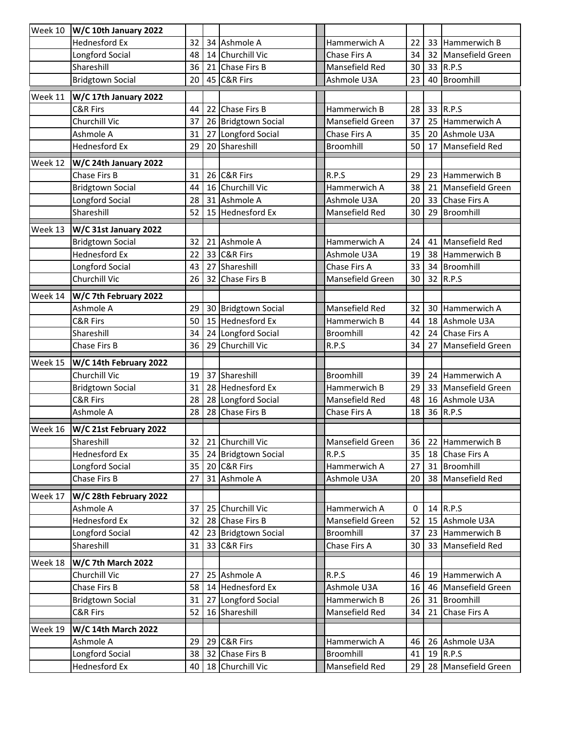| Week | Fixture | | | | | Fixture | | | |
|---|---|---|---|---|---|---|---|---|---|
| Week 10 | **W/C 10th January 2022** | | | | | | | | |
| | Hednesford Ex | 32 | 34 | Ashmole A | | Hammerwich A | 22 | 33 | Hammerwich B |
| | Longford Social | 48 | 14 | Churchill Vic | | Chase Firs A | 34 | 32 | Mansefield Green |
| | Shareshill | 36 | 21 | Chase Firs B | | Mansefield Red | 30 | 33 | R.P.S |
| | Bridgtown Social | 20 | 45 | C&R Firs | | Ashmole U3A | 23 | 40 | Broomhill |
| Week 11 | **W/C 17th January 2022** | | | | | | | | |
| | C&R Firs | 44 | 22 | Chase Firs B | | Hammerwich B | 28 | 33 | R.P.S |
| | Churchill Vic | 37 | 26 | Bridgtown Social | | Mansefield Green | 37 | 25 | Hammerwich A |
| | Ashmole A | 31 | 27 | Longford Social | | Chase Firs A | 35 | 20 | Ashmole U3A |
| | Hednesford Ex | 29 | 20 | Shareshill | | Broomhill | 50 | 17 | Mansefield Red |
| Week 12 | **W/C 24th January 2022** | | | | | | | | |
| | Chase Firs B | 31 | 26 | C&R Firs | | R.P.S | 29 | 23 | Hammerwich B |
| | Bridgtown Social | 44 | 16 | Churchill Vic | | Hammerwich A | 38 | 21 | Mansefield Green |
| | Longford Social | 28 | 31 | Ashmole A | | Ashmole U3A | 20 | 33 | Chase Firs A |
| | Shareshill | 52 | 15 | Hednesford Ex | | Mansefield Red | 30 | 29 | Broomhill |
| Week 13 | **W/C 31st January 2022** | | | | | | | | |
| | Bridgtown Social | 32 | 21 | Ashmole A | | Hammerwich A | 24 | 41 | Mansefield Red |
| | Hednesford Ex | 22 | 33 | C&R Firs | | Ashmole U3A | 19 | 38 | Hammerwich B |
| | Longford Social | 43 | 27 | Shareshill | | Chase Firs A | 33 | 34 | Broomhill |
| | Churchill Vic | 26 | 32 | Chase Firs B | | Mansefield Green | 30 | 32 | R.P.S |
| Week 14 | **W/C 7th February 2022** | | | | | | | | |
| | Ashmole A | 29 | 30 | Bridgtown Social | | Mansefield Red | 32 | 30 | Hammerwich A |
| | C&R Firs | 50 | 15 | Hednesford Ex | | Hammerwich B | 44 | 18 | Ashmole U3A |
| | Shareshill | 34 | 24 | Longford Social | | Broomhill | 42 | 24 | Chase Firs A |
| | Chase Firs B | 36 | 29 | Churchill Vic | | R.P.S | 34 | 27 | Mansefield Green |
| Week 15 | **W/C 14th February 2022** | | | | | | | | |
| | Churchill Vic | 19 | 37 | Shareshill | | Broomhill | 39 | 24 | Hammerwich A |
| | Bridgtown Social | 31 | 28 | Hednesford Ex | | Hammerwich B | 29 | 33 | Mansefield Green |
| | C&R Firs | 28 | 28 | Longford Social | | Mansefield Red | 48 | 16 | Ashmole U3A |
| | Ashmole A | 28 | 28 | Chase Firs B | | Chase Firs A | 18 | 36 | R.P.S |
| Week 16 | **W/C 21st February 2022** | | | | | | | | |
| | Shareshill | 32 | 21 | Churchill Vic | | Mansefield Green | 36 | 22 | Hammerwich B |
| | Hednesford Ex | 35 | 24 | Bridgtown Social | | R.P.S | 35 | 18 | Chase Firs A |
| | Longford Social | 35 | 20 | C&R Firs | | Hammerwich A | 27 | 31 | Broomhill |
| | Chase Firs B | 27 | 31 | Ashmole A | | Ashmole U3A | 20 | 38 | Mansefield Red |
| Week 17 | **W/C 28th February 2022** | | | | | | | | |
| | Ashmole A | 37 | 25 | Churchill Vic | | Hammerwich A | 0 | 14 | R.P.S |
| | Hednesford Ex | 32 | 28 | Chase Firs B | | Mansefield Green | 52 | 15 | Ashmole U3A |
| | Longford Social | 42 | 23 | Bridgtown Social | | Broomhill | 37 | 23 | Hammerwich B |
| | Shareshill | 31 | 33 | C&R Firs | | Chase Firs A | 30 | 33 | Mansefield Red |
| Week 18 | **W/C 7th March 2022** | | | | | | | | |
| | Churchill Vic | 27 | 25 | Ashmole A | | R.P.S | 46 | 19 | Hammerwich A |
| | Chase Firs B | 58 | 14 | Hednesford Ex | | Ashmole U3A | 16 | 46 | Mansefield Green |
| | Bridgtown Social | 31 | 27 | Longford Social | | Hammerwich B | 26 | 31 | Broomhill |
| | C&R Firs | 52 | 16 | Shareshill | | Mansefield Red | 34 | 21 | Chase Firs A |
| Week 19 | **W/C 14th March 2022** | | | | | | | | |
| | Ashmole A | 29 | 29 | C&R Firs | | Hammerwich A | 46 | 26 | Ashmole U3A |
| | Longford Social | 38 | 32 | Chase Firs B | | Broomhill | 41 | 19 | R.P.S |
| | Hednesford Ex | 40 | 18 | Churchill Vic | | Mansefield Red | 29 | 28 | Mansefield Green |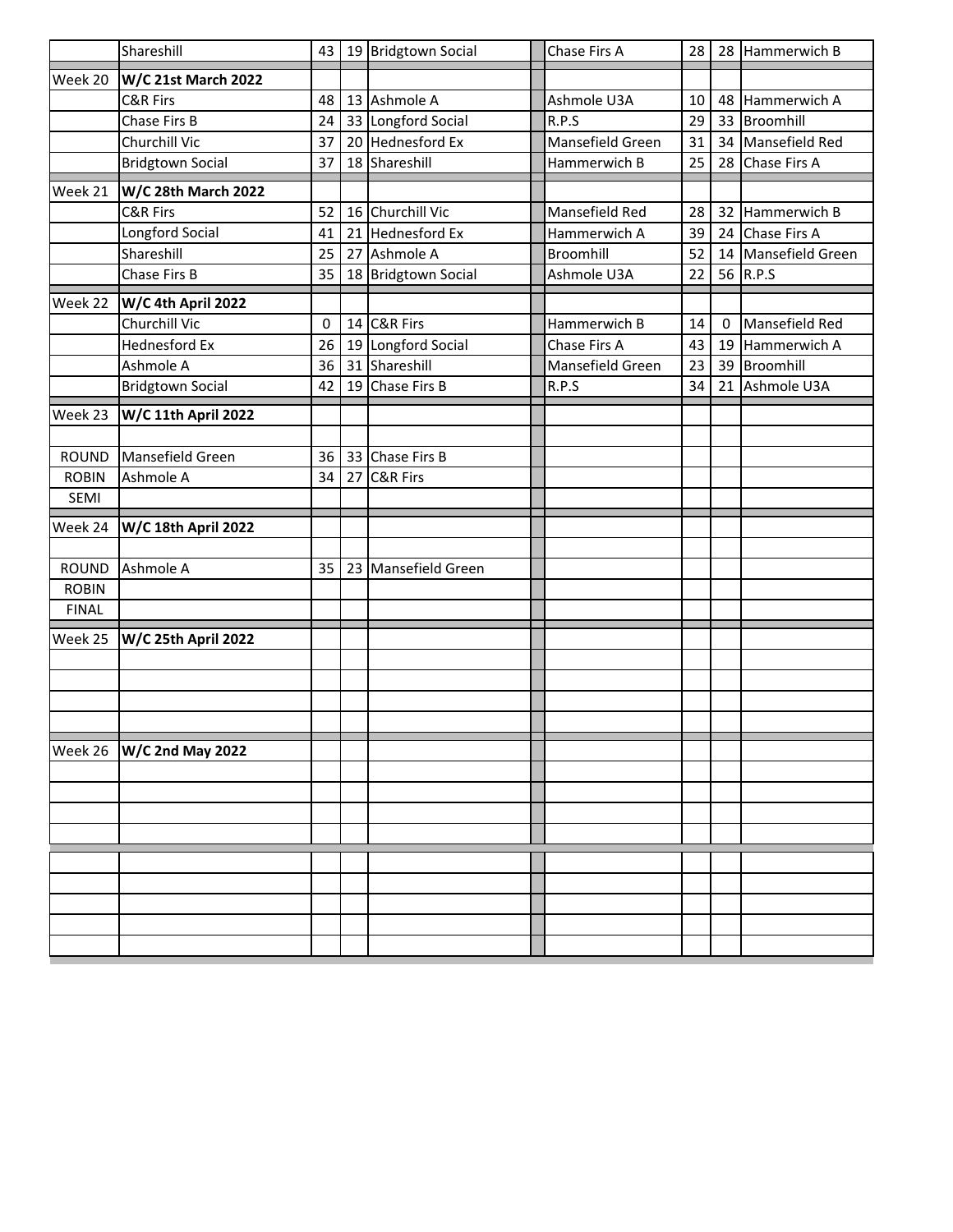| | | | | | | | | | |
|---|---|---|---|---|---|---|---|---|---|
| | Shareshill | 43 | 19 | Bridgtown Social | | Chase Firs A | 28 | 28 | Hammerwich B |
| Week 20 | **W/C 21st March 2022** | | | | | | | | |
| | C&R Firs | 48 | 13 | Ashmole A | | Ashmole U3A | 10 | 48 | Hammerwich A |
| | Chase Firs B | 24 | 33 | Longford Social | | R.P.S | 29 | 33 | Broomhill |
| | Churchill Vic | 37 | 20 | Hednesford Ex | | Mansefield Green | 31 | 34 | Mansefield Red |
| | Bridgtown Social | 37 | 18 | Shareshill | | Hammerwich B | 25 | 28 | Chase Firs A |
| Week 21 | **W/C 28th March 2022** | | | | | | | | |
| | C&R Firs | 52 | 16 | Churchill Vic | | Mansefield Red | 28 | 32 | Hammerwich B |
| | Longford Social | 41 | 21 | Hednesford Ex | | Hammerwich A | 39 | 24 | Chase Firs A |
| | Shareshill | 25 | 27 | Ashmole A | | Broomhill | 52 | 14 | Mansefield Green |
| | Chase Firs B | 35 | 18 | Bridgtown Social | | Ashmole U3A | 22 | 56 | R.P.S |
| Week 22 | **W/C 4th April 2022** | | | | | | | | |
| | Churchill Vic | 0 | 14 | C&R Firs | | Hammerwich B | 14 | 0 | Mansefield Red |
| | Hednesford Ex | 26 | 19 | Longford Social | | Chase Firs A | 43 | 19 | Hammerwich A |
| | Ashmole A | 36 | 31 | Shareshill | | Mansefield Green | 23 | 39 | Broomhill |
| | Bridgtown Social | 42 | 19 | Chase Firs B | | R.P.S | 34 | 21 | Ashmole U3A |
| Week 23 | **W/C 11th April 2022** | | | | | | | | |
| | | | | | | | | | |
| ROUND | Mansefield Green | 36 | 33 | Chase Firs B | | | | | |
| ROBIN | Ashmole A | 34 | 27 | C&R Firs | | | | | |
| SEMI | | | | | | | | | |
| Week 24 | **W/C 18th April 2022** | | | | | | | | |
| | | | | | | | | | |
| ROUND | Ashmole A | 35 | 23 | Mansefield Green | | | | | |
| ROBIN | | | | | | | | | |
| FINAL | | | | | | | | | |
| Week 25 | **W/C 25th April 2022** | | | | | | | | |
| | | | | | | | | | |
| | | | | | | | | | |
| | | | | | | | | | |
| | | | | | | | | | |
| Week 26 | **W/C 2nd May 2022** | | | | | | | | |
| | | | | | | | | | |
| | | | | | | | | | |
| | | | | | | | | | |
| | | | | | | | | | |